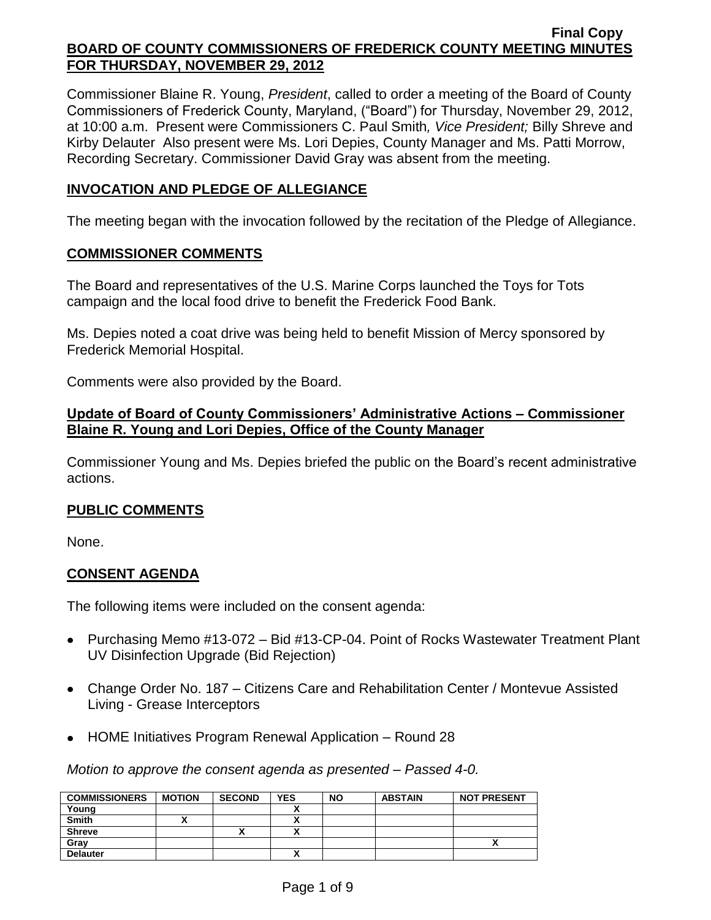**Final Copy**

**BOARD OF COUNTY COMMISSIONERS OF FREDERICK COUNTY MEETING MINUTES FOR THURSDAY, NOVEMBER 29, 2012**

Commissioner Blaine R. Young, *President*, called to order a meeting of the Board of County Commissioners of Frederick County, Maryland, ("Board") for Thursday, November 29, 2012, at 10:00 a.m. Present were Commissioners C. Paul Smith*, Vice President;* Billy Shreve and Kirby Delauter Also present were Ms. Lori Depies, County Manager and Ms. Patti Morrow, Recording Secretary. Commissioner David Gray was absent from the meeting.

## INVOCATION AND PLEDGE OF ALLEGIANCE

The meeting began with the invocation followed by the recitation of the Pledge of Allegiance.

## COMMISSIONER COMMENTS

The Board and representatives of the U.S. Marine Corps launched the Toys for Tots campaign and the local food drive to benefit the Frederick Food Bank.

Ms. Depies noted a coat drive was being held to benefit Mission of Mercy sponsored by Frederick Memorial Hospital.

Comments were also provided by the Board.

## Update of Board of County Commissioners' Administrative Actions – Commissioner Blaine R. Young and Lori Depies, Office of the County Manager

Commissioner Young and Ms. Depies briefed the public on the Board's recent administrative actions.

## PUBLIC COMMENTS

None.

## CONSENT AGENDA

The following items were included on the consent agenda:

- Purchasing Memo #13-072 – Bid #13-CP-04. Point of Rocks Wastewater Treatment Plant UV Disinfection Upgrade (Bid Rejection)
- Change Order No. 187 – Citizens Care and Rehabilitation Center / Montevue Assisted Living - Grease Interceptors
- HOME Initiatives Program Renewal Application – Round 28

*Motion to approve the consent agenda as presented – Passed 4-0.*

| COMMISSIONERS | MOTION | SECOND | YES | NO | ABSTAIN | NOT PRESENT |
|---|---|---|---|---|---|---|
| Young | | | X | | | |
| Smith | X | | X | | | |
| Shreve | | X | X | | | |
| Gray | | | | | | X |
| Delauter | | | X | | | |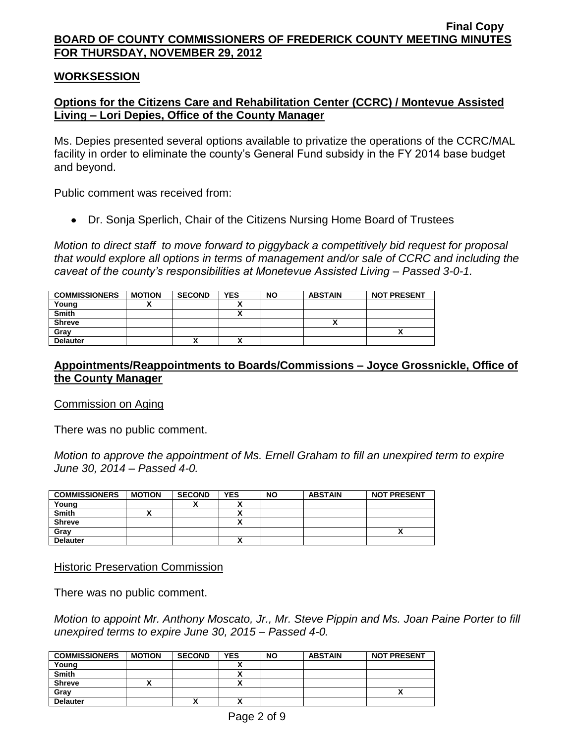**Final Copy**

**BOARD OF COUNTY COMMISSIONERS OF FREDERICK COUNTY MEETING MINUTES FOR THURSDAY, NOVEMBER 29, 2012**

## WORKSESSION

### Options for the Citizens Care and Rehabilitation Center (CCRC) / Montevue Assisted Living – Lori Depies, Office of the County Manager

Ms. Depies presented several options available to privatize the operations of the CCRC/MAL facility in order to eliminate the county's General Fund subsidy in the FY 2014 base budget and beyond.

Public comment was received from:

- Dr. Sonja Sperlich, Chair of the Citizens Nursing Home Board of Trustees

*Motion to direct staff to move forward to piggyback a competitively bid request for proposal that would explore all options in terms of management and/or sale of CCRC and including the caveat of the county's responsibilities at Monetevue Assisted Living – Passed 3-0-1.*

| COMMISSIONERS | MOTION | SECOND | YES | NO | ABSTAIN | NOT PRESENT |
|---|---|---|---|---|---|---|
| Young | X | | X | | | |
| Smith | | | X | | | |
| Shreve | | | | | X | |
| Gray | | | | | | X |
| Delauter | | X | X | | | |

### Appointments/Reappointments to Boards/Commissions – Joyce Grossnickle, Office of the County Manager

Commission on Aging

There was no public comment.

*Motion to approve the appointment of Ms. Ernell Graham to fill an unexpired term to expire June 30, 2014 – Passed 4-0.*

| COMMISSIONERS | MOTION | SECOND | YES | NO | ABSTAIN | NOT PRESENT |
|---|---|---|---|---|---|---|
| Young | | X | X | | | |
| Smith | X | | X | | | |
| Shreve | | | X | | | |
| Gray | | | | | | X |
| Delauter | | | X | | | |

Historic Preservation Commission

There was no public comment.

*Motion to appoint Mr. Anthony Moscato, Jr., Mr. Steve Pippin and Ms. Joan Paine Porter to fill unexpired terms to expire June 30, 2015 – Passed 4-0.*

| COMMISSIONERS | MOTION | SECOND | YES | NO | ABSTAIN | NOT PRESENT |
|---|---|---|---|---|---|---|
| Young | | | X | | | |
| Smith | | | X | | | |
| Shreve | X | | X | | | |
| Gray | | | | | | X |
| Delauter | | X | X | | | |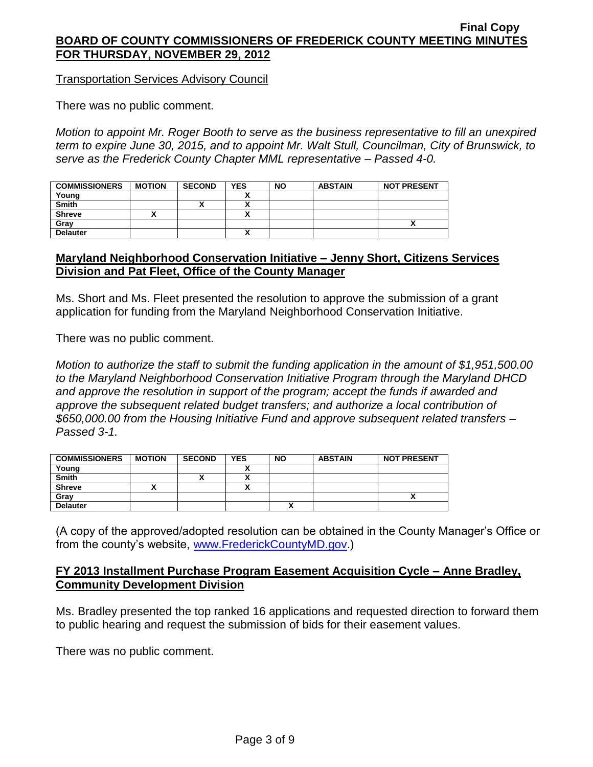Transportation Services Advisory Council

There was no public comment.

*Motion to appoint Mr. Roger Booth to serve as the business representative to fill an unexpired term to expire June 30, 2015, and to appoint Mr. Walt Stull, Councilman, City of Brunswick, to serve as the Frederick County Chapter MML representative – Passed 4-0.*

| COMMISSIONERS | MOTION | SECOND | YES | NO | ABSTAIN | NOT PRESENT |
|---|---|---|---|---|---|---|
| Young | | | X | | | |
| Smith | | X | X | | | |
| Shreve | X | | X | | | |
| Gray | | | | | | X |
| Delauter | | | X | | | |

## Maryland Neighborhood Conservation Initiative – Jenny Short, Citizens Services Division and Pat Fleet, Office of the County Manager

Ms. Short and Ms. Fleet presented the resolution to approve the submission of a grant application for funding from the Maryland Neighborhood Conservation Initiative.

There was no public comment.

*Motion to authorize the staff to submit the funding application in the amount of $1,951,500.00 to the Maryland Neighborhood Conservation Initiative Program through the Maryland DHCD and approve the resolution in support of the program; accept the funds if awarded and approve the subsequent related budget transfers; and authorize a local contribution of $650,000.00 from the Housing Initiative Fund and approve subsequent related transfers – Passed 3-1.*

| COMMISSIONERS | MOTION | SECOND | YES | NO | ABSTAIN | NOT PRESENT |
|---|---|---|---|---|---|---|
| Young | | | X | | | |
| Smith | | X | X | | | |
| Shreve | X | | X | | | |
| Gray | | | | | | X |
| Delauter | | | | X | | |

(A copy of the approved/adopted resolution can be obtained in the County Manager's Office or from the county's website, www.FrederickCountyMD.gov.)

## FY 2013 Installment Purchase Program Easement Acquisition Cycle – Anne Bradley, Community Development Division

Ms. Bradley presented the top ranked 16 applications and requested direction to forward them to public hearing and request the submission of bids for their easement values.

There was no public comment.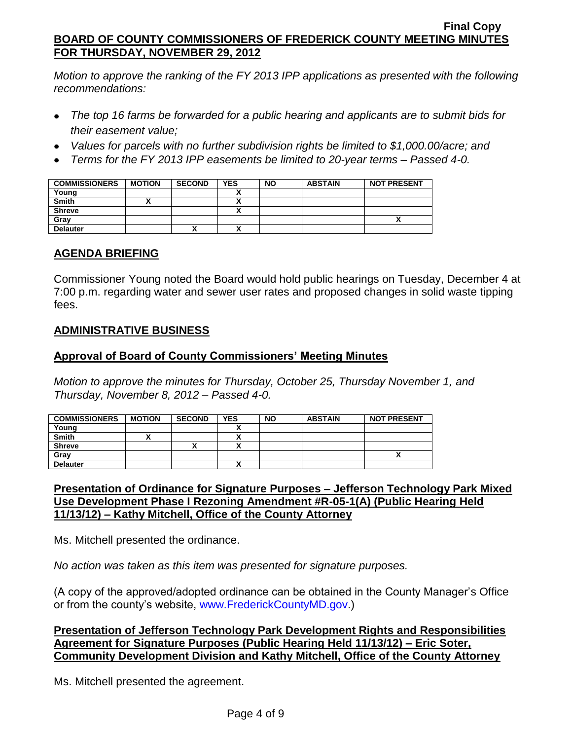Final Copy

**BOARD OF COUNTY COMMISSIONERS OF FREDERICK COUNTY MEETING MINUTES FOR THURSDAY, NOVEMBER 29, 2012**

*Motion to approve the ranking of the FY 2013 IPP applications as presented with the following recommendations:*

- *The top 16 farms be forwarded for a public hearing and applicants are to submit bids for their easement value;*
- *Values for parcels with no further subdivision rights be limited to $1,000.00/acre; and*
- *Terms for the FY 2013 IPP easements be limited to 20-year terms – Passed 4-0.*

| COMMISSIONERS | MOTION | SECOND | YES | NO | ABSTAIN | NOT PRESENT |
|---|---|---|---|---|---|---|
| Young | | | X | | | |
| Smith | X | | X | | | |
| Shreve | | | X | | | |
| Gray | | | | | | X |
| Delauter | | X | X | | | |

## AGENDA BRIEFING

Commissioner Young noted the Board would hold public hearings on Tuesday, December 4 at 7:00 p.m. regarding water and sewer user rates and proposed changes in solid waste tipping fees.

## ADMINISTRATIVE BUSINESS

### Approval of Board of County Commissioners' Meeting Minutes

*Motion to approve the minutes for Thursday, October 25, Thursday November 1, and Thursday, November 8, 2012 – Passed 4-0.*

| COMMISSIONERS | MOTION | SECOND | YES | NO | ABSTAIN | NOT PRESENT |
|---|---|---|---|---|---|---|
| Young | | | X | | | |
| Smith | X | | X | | | |
| Shreve | | X | X | | | |
| Gray | | | | | | X |
| Delauter | | | X | | | |

### Presentation of Ordinance for Signature Purposes – Jefferson Technology Park Mixed Use Development Phase I Rezoning Amendment #R-05-1(A) (Public Hearing Held 11/13/12) – Kathy Mitchell, Office of the County Attorney

Ms. Mitchell presented the ordinance.

*No action was taken as this item was presented for signature purposes.*

(A copy of the approved/adopted ordinance can be obtained in the County Manager's Office or from the county's website, www.FrederickCountyMD.gov.)

### Presentation of Jefferson Technology Park Development Rights and Responsibilities Agreement for Signature Purposes (Public Hearing Held 11/13/12) – Eric Soter, Community Development Division and Kathy Mitchell, Office of the County Attorney

Ms. Mitchell presented the agreement.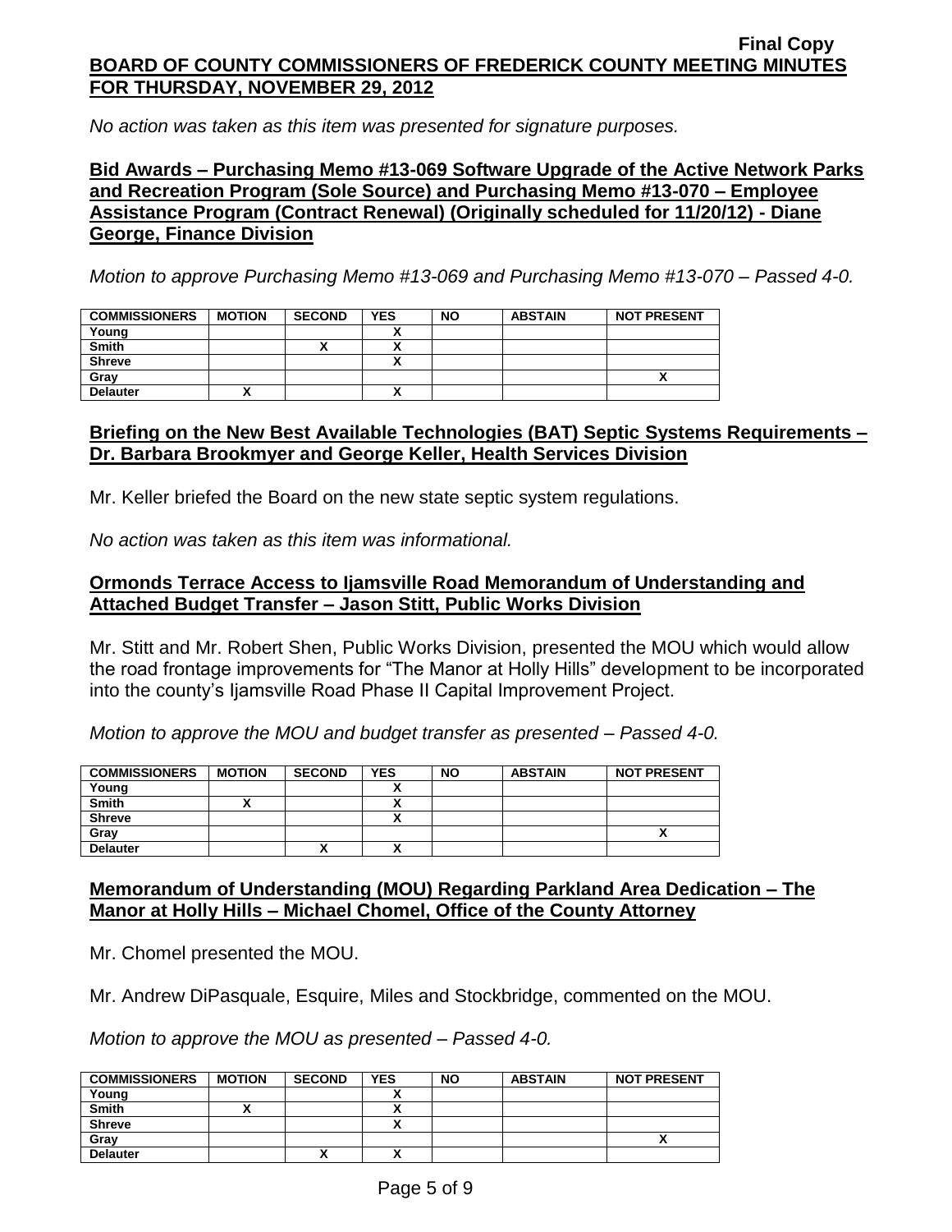*No action was taken as this item was presented for signature purposes.*

**Bid Awards – Purchasing Memo #13-069 Software Upgrade of the Active Network Parks and Recreation Program (Sole Source) and Purchasing Memo #13-070 – Employee Assistance Program (Contract Renewal) (Originally scheduled for 11/20/12) - Diane George, Finance Division**

*Motion to approve Purchasing Memo #13-069 and Purchasing Memo #13-070 – Passed 4-0.*

| COMMISSIONERS | MOTION | SECOND | YES | NO | ABSTAIN | NOT PRESENT |
|---|---|---|---|---|---|---|
| Young | | | X | | | |
| Smith | | X | X | | | |
| Shreve | | | X | | | |
| Gray | | | | | | X |
| Delauter | X | | X | | | |

**Briefing on the New Best Available Technologies (BAT) Septic Systems Requirements – Dr. Barbara Brookmyer and George Keller, Health Services Division**

Mr. Keller briefed the Board on the new state septic system regulations.

*No action was taken as this item was informational.*

**Ormonds Terrace Access to Ijamsville Road Memorandum of Understanding and Attached Budget Transfer – Jason Stitt, Public Works Division**

Mr. Stitt and Mr. Robert Shen, Public Works Division, presented the MOU which would allow the road frontage improvements for "The Manor at Holly Hills" development to be incorporated into the county's Ijamsville Road Phase II Capital Improvement Project.

*Motion to approve the MOU and budget transfer as presented – Passed 4-0.*

| COMMISSIONERS | MOTION | SECOND | YES | NO | ABSTAIN | NOT PRESENT |
|---|---|---|---|---|---|---|
| Young | | | X | | | |
| Smith | X | | X | | | |
| Shreve | | | X | | | |
| Gray | | | | | | X |
| Delauter | | X | X | | | |

**Memorandum of Understanding (MOU) Regarding Parkland Area Dedication – The Manor at Holly Hills – Michael Chomel, Office of the County Attorney**

Mr. Chomel presented the MOU.

Mr. Andrew DiPasquale, Esquire, Miles and Stockbridge, commented on the MOU.

*Motion to approve the MOU as presented – Passed 4-0.*

| COMMISSIONERS | MOTION | SECOND | YES | NO | ABSTAIN | NOT PRESENT |
|---|---|---|---|---|---|---|
| Young | | | X | | | |
| Smith | X | | X | | | |
| Shreve | | | X | | | |
| Gray | | | | | | X |
| Delauter | | X | X | | | |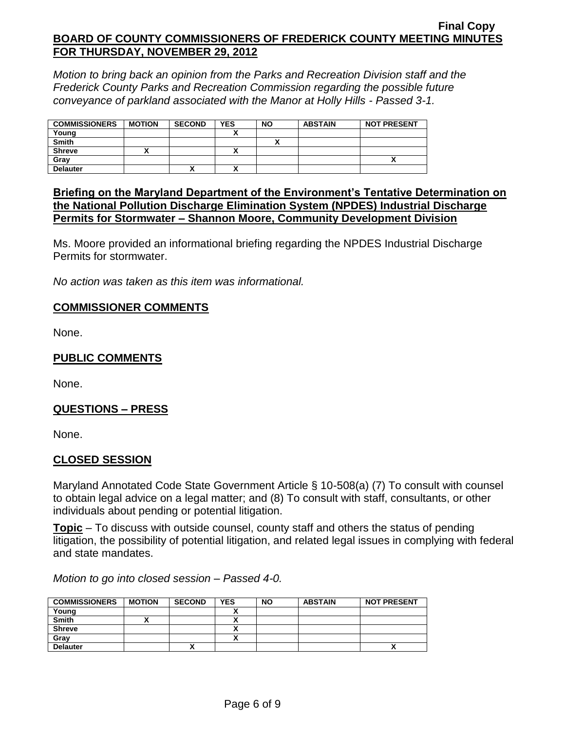*Motion to bring back an opinion from the Parks and Recreation Division staff and the Frederick County Parks and Recreation Commission regarding the possible future conveyance of parkland associated with the Manor at Holly Hills - Passed 3-1.*

| COMMISSIONERS | MOTION | SECOND | YES | NO | ABSTAIN | NOT PRESENT |
|---|---|---|---|---|---|---|
| Young | | | X | | | |
| Smith | | | | X | | |
| Shreve | X | | X | | | |
| Gray | | | | | | X |
| Delauter | | X | X | | | |

## Briefing on the Maryland Department of the Environment's Tentative Determination on the National Pollution Discharge Elimination System (NPDES) Industrial Discharge Permits for Stormwater – Shannon Moore, Community Development Division

Ms. Moore provided an informational briefing regarding the NPDES Industrial Discharge Permits for stormwater.

*No action was taken as this item was informational.*

## COMMISSIONER COMMENTS

None.

## PUBLIC COMMENTS

None.

## QUESTIONS – PRESS

None.

## CLOSED SESSION

Maryland Annotated Code State Government Article § 10-508(a) (7) To consult with counsel to obtain legal advice on a legal matter; and (8) To consult with staff, consultants, or other individuals about pending or potential litigation.

**Topic** – To discuss with outside counsel, county staff and others the status of pending litigation, the possibility of potential litigation, and related legal issues in complying with federal and state mandates.

*Motion to go into closed session – Passed 4-0.*

| COMMISSIONERS | MOTION | SECOND | YES | NO | ABSTAIN | NOT PRESENT |
|---|---|---|---|---|---|---|
| Young | | | X | | | |
| Smith | X | | X | | | |
| Shreve | | | X | | | |
| Gray | | | X | | | |
| Delauter | | X | | | | X |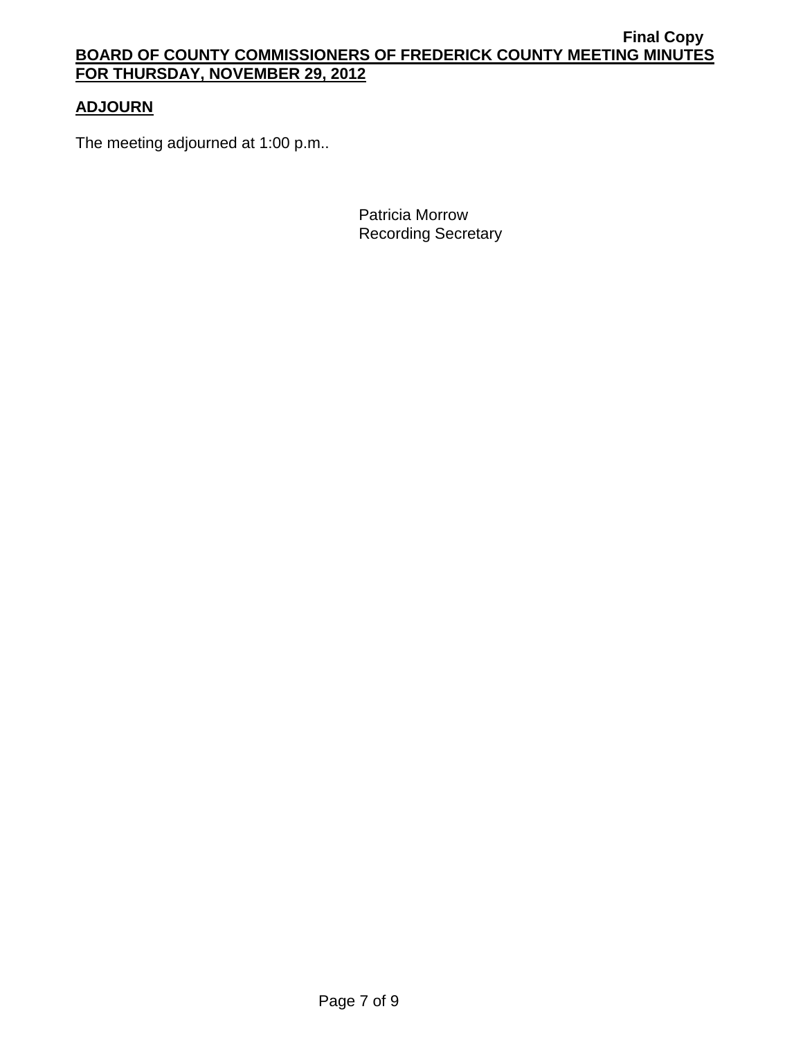## ADJOURN

The meeting adjourned at 1:00 p.m..

Patricia Morrow
Recording Secretary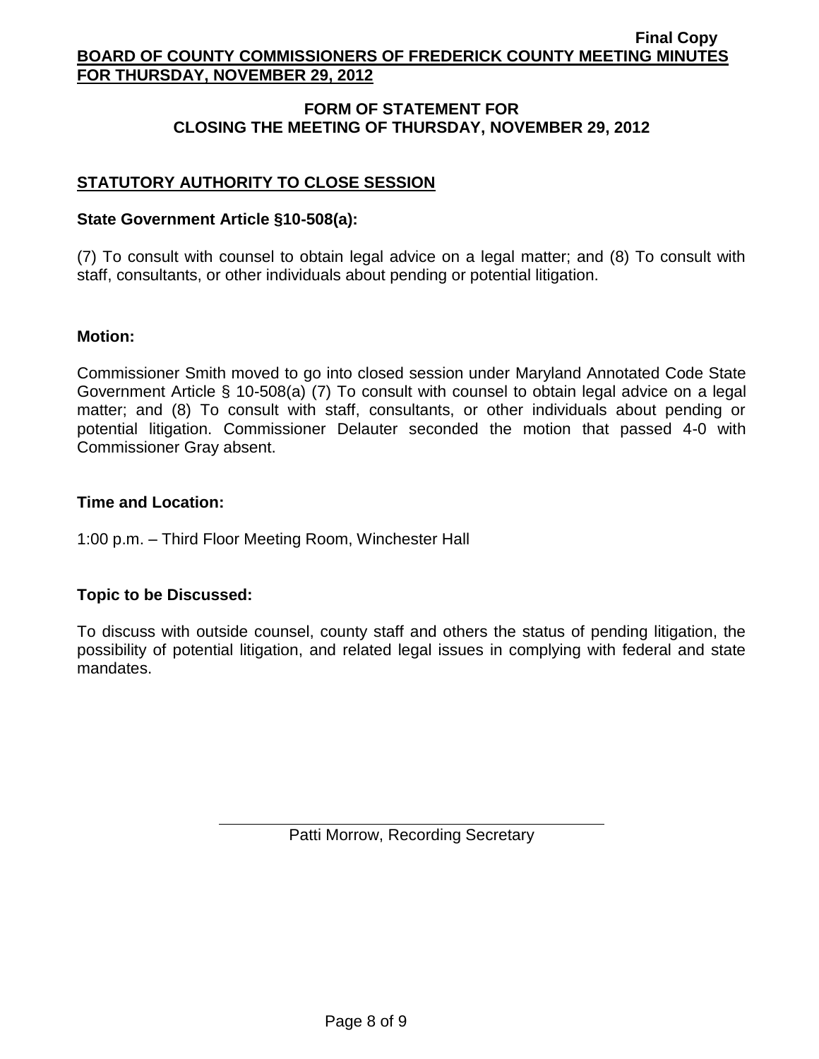## FORM OF STATEMENT FOR CLOSING THE MEETING OF THURSDAY, NOVEMBER 29, 2012

### STATUTORY AUTHORITY TO CLOSE SESSION

**State Government Article §10-508(a):**

(7) To consult with counsel to obtain legal advice on a legal matter; and (8) To consult with staff, consultants, or other individuals about pending or potential litigation.

**Motion:**

Commissioner Smith moved to go into closed session under Maryland Annotated Code State Government Article § 10-508(a) (7) To consult with counsel to obtain legal advice on a legal matter; and (8) To consult with staff, consultants, or other individuals about pending or potential litigation. Commissioner Delauter seconded the motion that passed 4-0 with Commissioner Gray absent.

**Time and Location:**

1:00 p.m. – Third Floor Meeting Room, Winchester Hall

**Topic to be Discussed:**

To discuss with outside counsel, county staff and others the status of pending litigation, the possibility of potential litigation, and related legal issues in complying with federal and state mandates.

Patti Morrow, Recording Secretary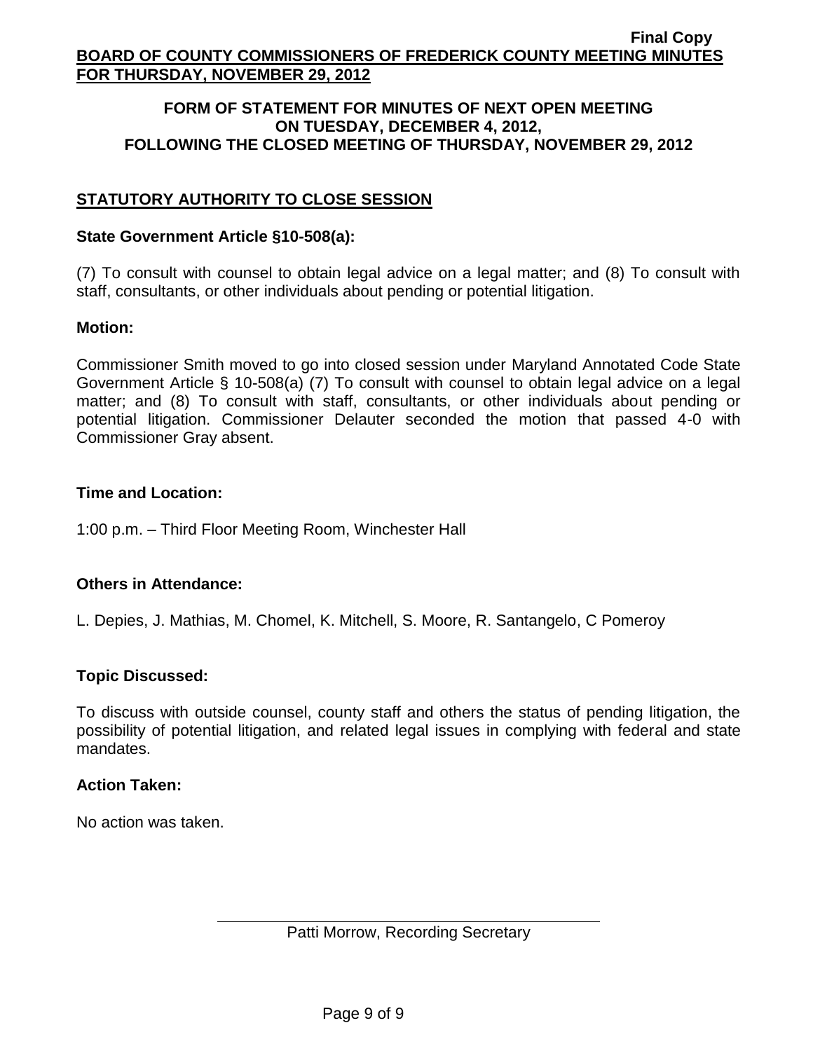## FORM OF STATEMENT FOR MINUTES OF NEXT OPEN MEETING ON TUESDAY, DECEMBER 4, 2012, FOLLOWING THE CLOSED MEETING OF THURSDAY, NOVEMBER 29, 2012

### STATUTORY AUTHORITY TO CLOSE SESSION

**State Government Article §10-508(a):**

(7) To consult with counsel to obtain legal advice on a legal matter; and (8) To consult with staff, consultants, or other individuals about pending or potential litigation.

**Motion:**

Commissioner Smith moved to go into closed session under Maryland Annotated Code State Government Article § 10-508(a) (7) To consult with counsel to obtain legal advice on a legal matter; and (8) To consult with staff, consultants, or other individuals about pending or potential litigation. Commissioner Delauter seconded the motion that passed 4-0 with Commissioner Gray absent.

**Time and Location:**

1:00 p.m. – Third Floor Meeting Room, Winchester Hall

**Others in Attendance:**

L. Depies, J. Mathias, M. Chomel, K. Mitchell, S. Moore, R. Santangelo, C Pomeroy

**Topic Discussed:**

To discuss with outside counsel, county staff and others the status of pending litigation, the possibility of potential litigation, and related legal issues in complying with federal and state mandates.

**Action Taken:**

No action was taken.

Patti Morrow, Recording Secretary